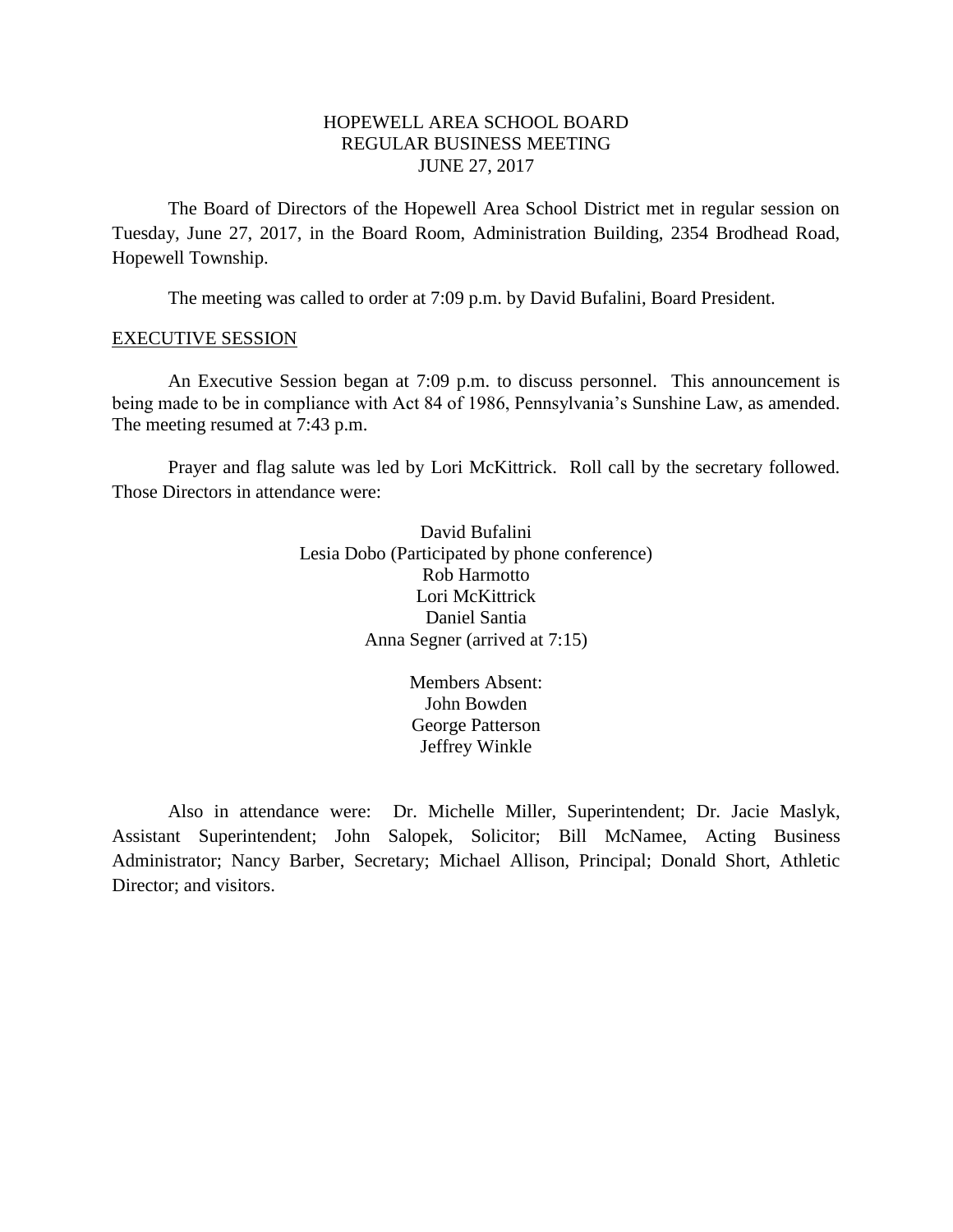# HOPEWELL AREA SCHOOL BOARD
## REGULAR BUSINESS MEETING
## JUNE 27, 2017

The Board of Directors of the Hopewell Area School District met in regular session on Tuesday, June 27, 2017, in the Board Room, Administration Building, 2354 Brodhead Road, Hopewell Township.

The meeting was called to order at 7:09 p.m. by David Bufalini, Board President.

## EXECUTIVE SESSION

An Executive Session began at 7:09 p.m. to discuss personnel. This announcement is being made to be in compliance with Act 84 of 1986, Pennsylvania's Sunshine Law, as amended. The meeting resumed at 7:43 p.m.

Prayer and flag salute was led by Lori McKittrick. Roll call by the secretary followed. Those Directors in attendance were:

David Bufalini
Lesia Dobo (Participated by phone conference)
Rob Harmotto
Lori McKittrick
Daniel Santia
Anna Segner (arrived at 7:15)

Members Absent:
John Bowden
George Patterson
Jeffrey Winkle

Also in attendance were: Dr. Michelle Miller, Superintendent; Dr. Jacie Maslyk, Assistant Superintendent; John Salopek, Solicitor; Bill McNamee, Acting Business Administrator; Nancy Barber, Secretary; Michael Allison, Principal; Donald Short, Athletic Director; and visitors.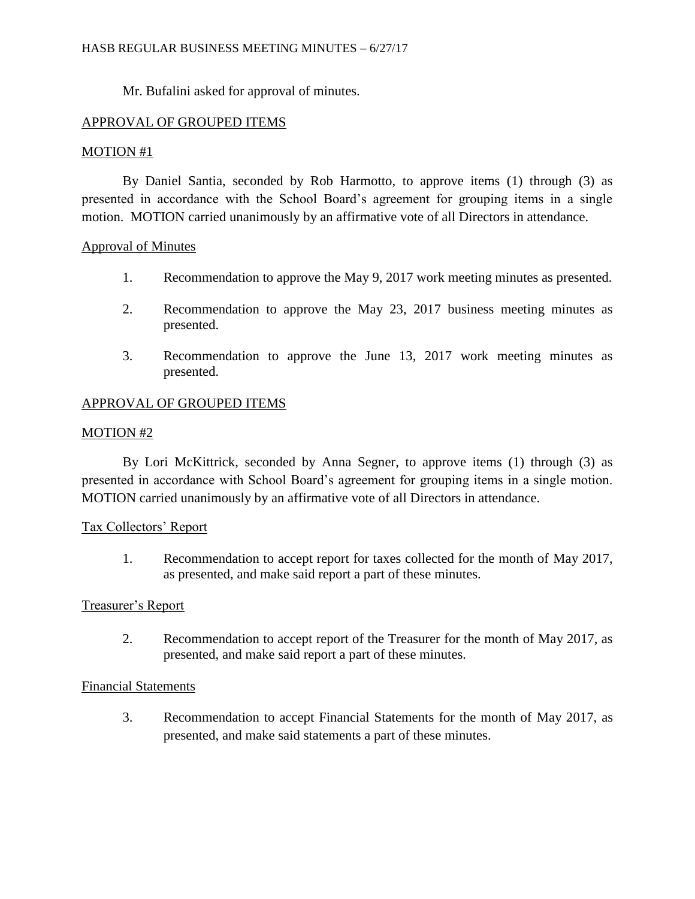Mr. Bufalini asked for approval of minutes.

## APPROVAL OF GROUPED ITEMS

### MOTION #1

By Daniel Santia, seconded by Rob Harmotto, to approve items (1) through (3) as presented in accordance with the School Board's agreement for grouping items in a single motion. MOTION carried unanimously by an affirmative vote of all Directors in attendance.

### Approval of Minutes

1. Recommendation to approve the May 9, 2017 work meeting minutes as presented.

2. Recommendation to approve the May 23, 2017 business meeting minutes as presented.

3. Recommendation to approve the June 13, 2017 work meeting minutes as presented.

## APPROVAL OF GROUPED ITEMS

### MOTION #2

By Lori McKittrick, seconded by Anna Segner, to approve items (1) through (3) as presented in accordance with School Board's agreement for grouping items in a single motion. MOTION carried unanimously by an affirmative vote of all Directors in attendance.

### Tax Collectors' Report

1. Recommendation to accept report for taxes collected for the month of May 2017, as presented, and make said report a part of these minutes.

### Treasurer's Report

2. Recommendation to accept report of the Treasurer for the month of May 2017, as presented, and make said report a part of these minutes.

### Financial Statements

3. Recommendation to accept Financial Statements for the month of May 2017, as presented, and make said statements a part of these minutes.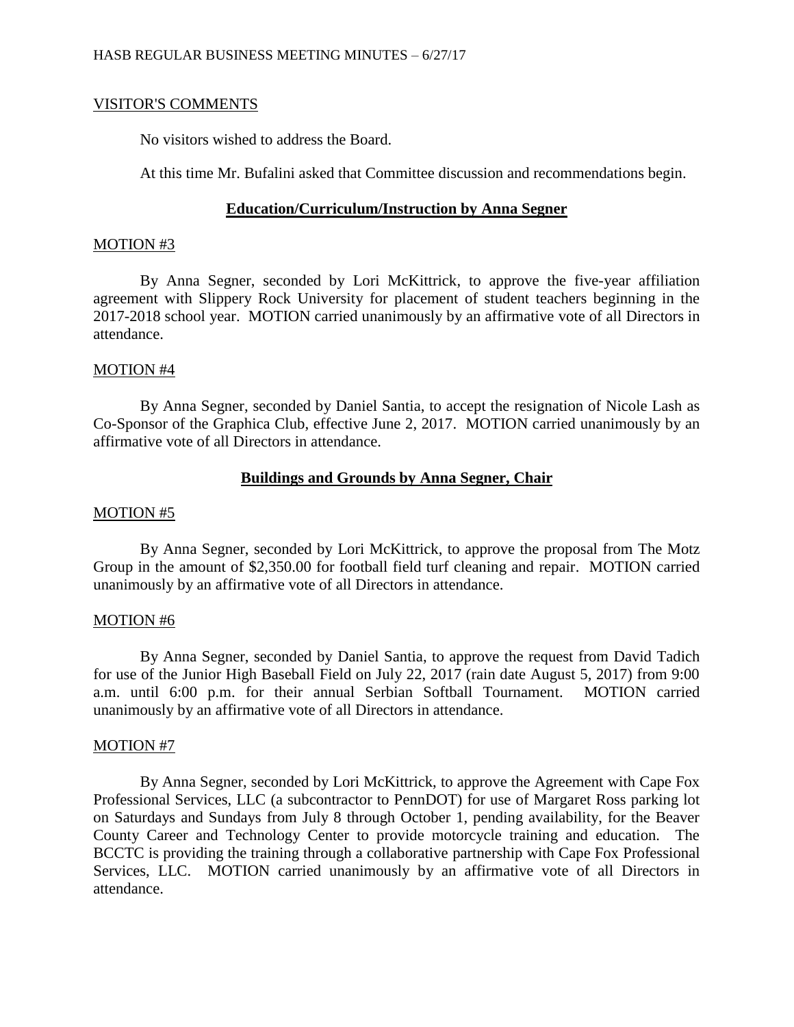VISITOR'S COMMENTS

No visitors wished to address the Board.

At this time Mr. Bufalini asked that Committee discussion and recommendations begin.

## Education/Curriculum/Instruction by Anna Segner

MOTION #3

By Anna Segner, seconded by Lori McKittrick, to approve the five-year affiliation agreement with Slippery Rock University for placement of student teachers beginning in the 2017-2018 school year. MOTION carried unanimously by an affirmative vote of all Directors in attendance.

MOTION #4

By Anna Segner, seconded by Daniel Santia, to accept the resignation of Nicole Lash as Co-Sponsor of the Graphica Club, effective June 2, 2017. MOTION carried unanimously by an affirmative vote of all Directors in attendance.

## Buildings and Grounds by Anna Segner, Chair

MOTION #5

By Anna Segner, seconded by Lori McKittrick, to approve the proposal from The Motz Group in the amount of $2,350.00 for football field turf cleaning and repair. MOTION carried unanimously by an affirmative vote of all Directors in attendance.

MOTION #6

By Anna Segner, seconded by Daniel Santia, to approve the request from David Tadich for use of the Junior High Baseball Field on July 22, 2017 (rain date August 5, 2017) from 9:00 a.m. until 6:00 p.m. for their annual Serbian Softball Tournament. MOTION carried unanimously by an affirmative vote of all Directors in attendance.

MOTION #7

By Anna Segner, seconded by Lori McKittrick, to approve the Agreement with Cape Fox Professional Services, LLC (a subcontractor to PennDOT) for use of Margaret Ross parking lot on Saturdays and Sundays from July 8 through October 1, pending availability, for the Beaver County Career and Technology Center to provide motorcycle training and education. The BCCTC is providing the training through a collaborative partnership with Cape Fox Professional Services, LLC. MOTION carried unanimously by an affirmative vote of all Directors in attendance.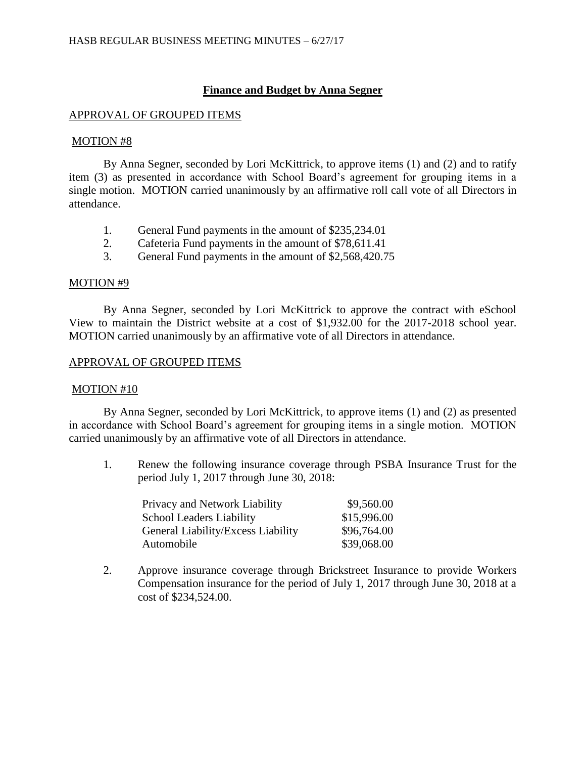## **Finance and Budget by Anna Segner**

APPROVAL OF GROUPED ITEMS

MOTION #8

By Anna Segner, seconded by Lori McKittrick, to approve items (1) and (2) and to ratify item (3) as presented in accordance with School Board's agreement for grouping items in a single motion. MOTION carried unanimously by an affirmative roll call vote of all Directors in attendance.

1. General Fund payments in the amount of $235,234.01
2. Cafeteria Fund payments in the amount of $78,611.41
3. General Fund payments in the amount of $2,568,420.75

MOTION #9

By Anna Segner, seconded by Lori McKittrick to approve the contract with eSchool View to maintain the District website at a cost of $1,932.00 for the 2017-2018 school year. MOTION carried unanimously by an affirmative vote of all Directors in attendance.

APPROVAL OF GROUPED ITEMS

MOTION #10

By Anna Segner, seconded by Lori McKittrick, to approve items (1) and (2) as presented in accordance with School Board's agreement for grouping items in a single motion. MOTION carried unanimously by an affirmative vote of all Directors in attendance.

1. Renew the following insurance coverage through PSBA Insurance Trust for the period July 1, 2017 through June 30, 2018:

| | |
|---|---|
| Privacy and Network Liability | $9,560.00 |
| School Leaders Liability | $15,996.00 |
| General Liability/Excess Liability | $96,764.00 |
| Automobile | $39,068.00 |

2. Approve insurance coverage through Brickstreet Insurance to provide Workers Compensation insurance for the period of July 1, 2017 through June 30, 2018 at a cost of $234,524.00.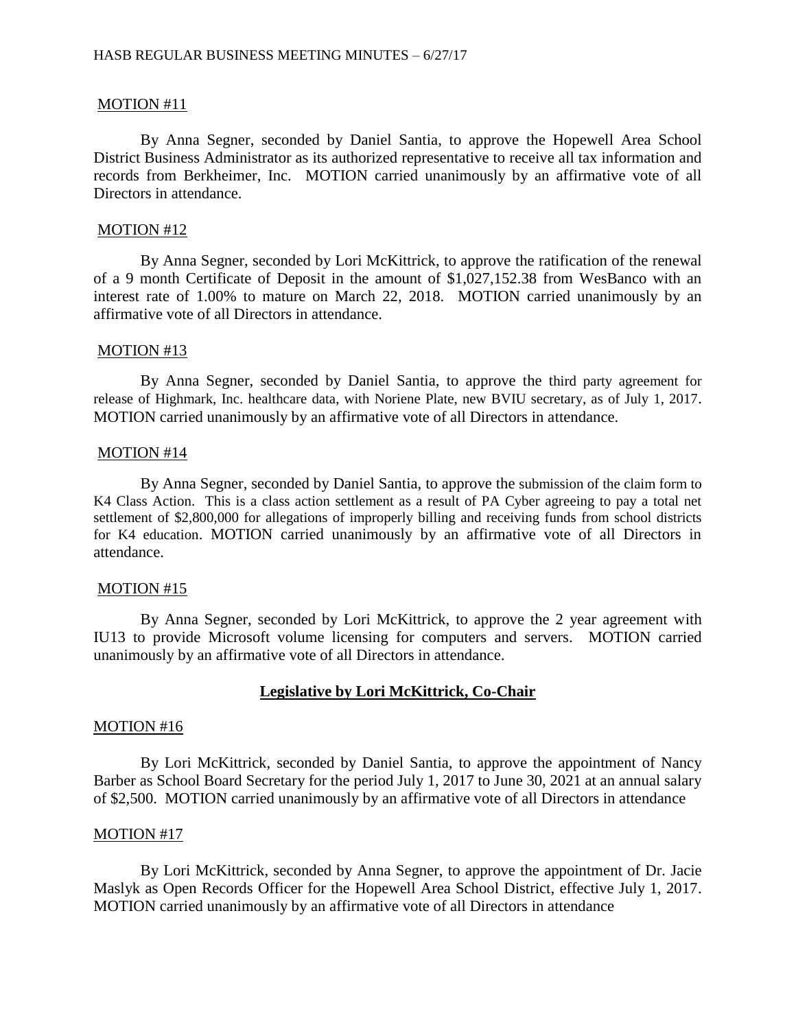MOTION #11

By Anna Segner, seconded by Daniel Santia, to approve the Hopewell Area School District Business Administrator as its authorized representative to receive all tax information and records from Berkheimer, Inc. MOTION carried unanimously by an affirmative vote of all Directors in attendance.

MOTION #12

By Anna Segner, seconded by Lori McKittrick, to approve the ratification of the renewal of a 9 month Certificate of Deposit in the amount of $1,027,152.38 from WesBanco with an interest rate of 1.00% to mature on March 22, 2018. MOTION carried unanimously by an affirmative vote of all Directors in attendance.

MOTION #13

By Anna Segner, seconded by Daniel Santia, to approve the third party agreement for release of Highmark, Inc. healthcare data, with Noriene Plate, new BVIU secretary, as of July 1, 2017. MOTION carried unanimously by an affirmative vote of all Directors in attendance.

MOTION #14

By Anna Segner, seconded by Daniel Santia, to approve the submission of the claim form to K4 Class Action. This is a class action settlement as a result of PA Cyber agreeing to pay a total net settlement of $2,800,000 for allegations of improperly billing and receiving funds from school districts for K4 education. MOTION carried unanimously by an affirmative vote of all Directors in attendance.

MOTION #15

By Anna Segner, seconded by Lori McKittrick, to approve the 2 year agreement with IU13 to provide Microsoft volume licensing for computers and servers. MOTION carried unanimously by an affirmative vote of all Directors in attendance.

## Legislative by Lori McKittrick, Co-Chair

MOTION #16

By Lori McKittrick, seconded by Daniel Santia, to approve the appointment of Nancy Barber as School Board Secretary for the period July 1, 2017 to June 30, 2021 at an annual salary of $2,500. MOTION carried unanimously by an affirmative vote of all Directors in attendance

MOTION #17

By Lori McKittrick, seconded by Anna Segner, to approve the appointment of Dr. Jacie Maslyk as Open Records Officer for the Hopewell Area School District, effective July 1, 2017. MOTION carried unanimously by an affirmative vote of all Directors in attendance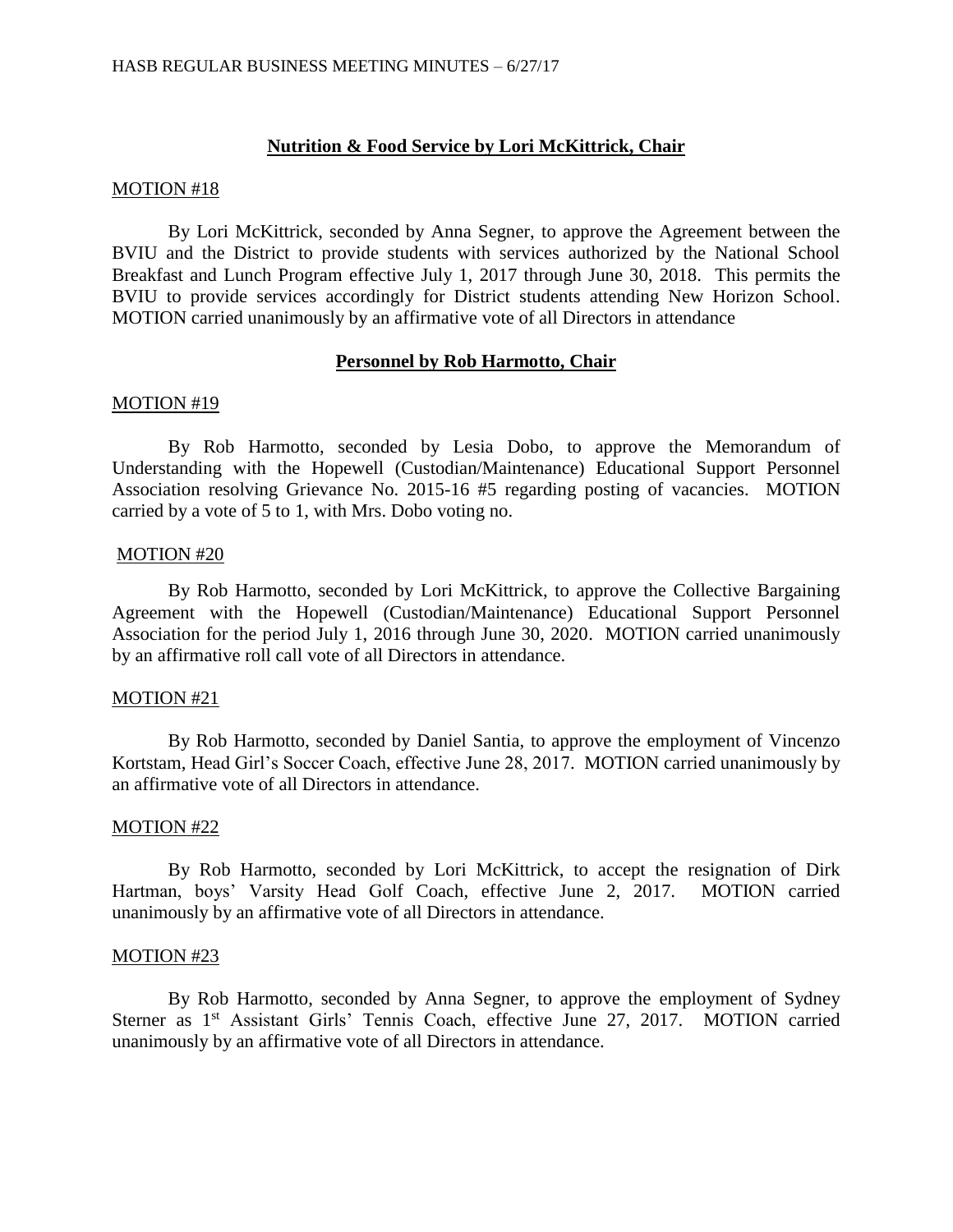### Nutrition & Food Service by Lori McKittrick, Chair

MOTION #18

By Lori McKittrick, seconded by Anna Segner, to approve the Agreement between the BVIU and the District to provide students with services authorized by the National School Breakfast and Lunch Program effective July 1, 2017 through June 30, 2018. This permits the BVIU to provide services accordingly for District students attending New Horizon School. MOTION carried unanimously by an affirmative vote of all Directors in attendance

### Personnel by Rob Harmotto, Chair

MOTION #19

By Rob Harmotto, seconded by Lesia Dobo, to approve the Memorandum of Understanding with the Hopewell (Custodian/Maintenance) Educational Support Personnel Association resolving Grievance No. 2015-16 #5 regarding posting of vacancies. MOTION carried by a vote of 5 to 1, with Mrs. Dobo voting no.

MOTION #20

By Rob Harmotto, seconded by Lori McKittrick, to approve the Collective Bargaining Agreement with the Hopewell (Custodian/Maintenance) Educational Support Personnel Association for the period July 1, 2016 through June 30, 2020. MOTION carried unanimously by an affirmative roll call vote of all Directors in attendance.

MOTION #21

By Rob Harmotto, seconded by Daniel Santia, to approve the employment of Vincenzo Kortstam, Head Girl's Soccer Coach, effective June 28, 2017. MOTION carried unanimously by an affirmative vote of all Directors in attendance.

MOTION #22

By Rob Harmotto, seconded by Lori McKittrick, to accept the resignation of Dirk Hartman, boys' Varsity Head Golf Coach, effective June 2, 2017. MOTION carried unanimously by an affirmative vote of all Directors in attendance.

MOTION #23

By Rob Harmotto, seconded by Anna Segner, to approve the employment of Sydney Sterner as 1st Assistant Girls' Tennis Coach, effective June 27, 2017. MOTION carried unanimously by an affirmative vote of all Directors in attendance.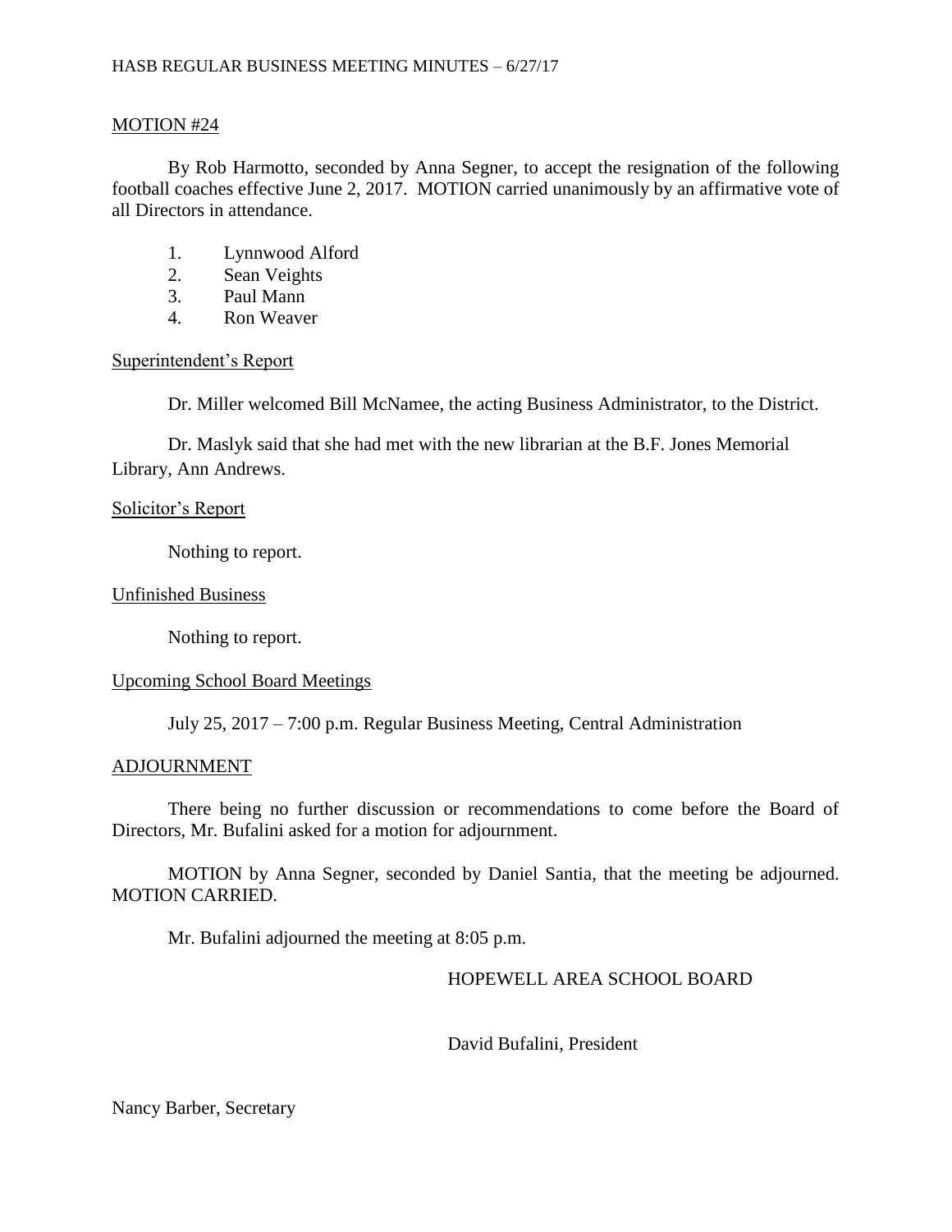MOTION #24

By Rob Harmotto, seconded by Anna Segner, to accept the resignation of the following football coaches effective June 2, 2017. MOTION carried unanimously by an affirmative vote of all Directors in attendance.

1. Lynnwood Alford
2. Sean Veights
3. Paul Mann
4. Ron Weaver

Superintendent's Report

Dr. Miller welcomed Bill McNamee, the acting Business Administrator, to the District.

Dr. Maslyk said that she had met with the new librarian at the B.F. Jones Memorial Library, Ann Andrews.

Solicitor's Report

Nothing to report.

Unfinished Business

Nothing to report.

Upcoming School Board Meetings

July 25, 2017 – 7:00 p.m. Regular Business Meeting, Central Administration

ADJOURNMENT

There being no further discussion or recommendations to come before the Board of Directors, Mr. Bufalini asked for a motion for adjournment.

MOTION by Anna Segner, seconded by Daniel Santia, that the meeting be adjourned. MOTION CARRIED.

Mr. Bufalini adjourned the meeting at 8:05 p.m.

HOPEWELL AREA SCHOOL BOARD

David Bufalini, President

Nancy Barber, Secretary